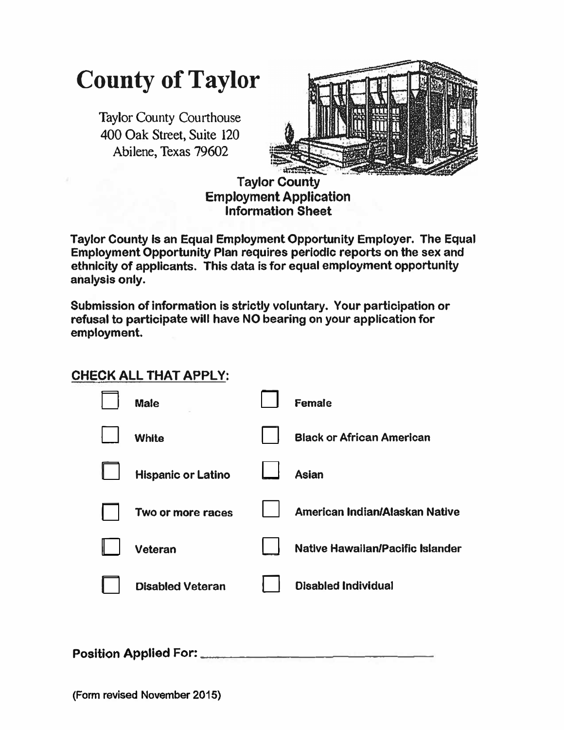# County of Taylor

Taylor County Courthouse
400 Oak Street, Suite 120
Abilene, Texas 79602

## Taylor County Employment Application Information Sheet

**Taylor County is an Equal Employment Opportunity Employer. The Equal Employment Opportunity Plan requires periodic reports on the sex and ethnicity of applicants. This data is for equal employment opportunity analysis only.**

**Submission of information is strictly voluntary. Your participation or refusal to participate will have NO bearing on your application for employment.**

**CHECK ALL THAT APPLY:**

- [ ] **Male**
- [ ] **Female**
- [ ] **White**
- [ ] **Black or African American**
- [ ] **Hispanic or Latino**
- [ ] **Asian**
- [ ] **Two or more races**
- [ ] **American Indian/Alaskan Native**
- [ ] **Veteran**
- [ ] **Native Hawaiian/Pacific Islander**
- [ ] **Disabled Veteran**
- [ ] **Disabled Individual**

**Position Applied For:** ______________________________

**(Form revised November 2015)**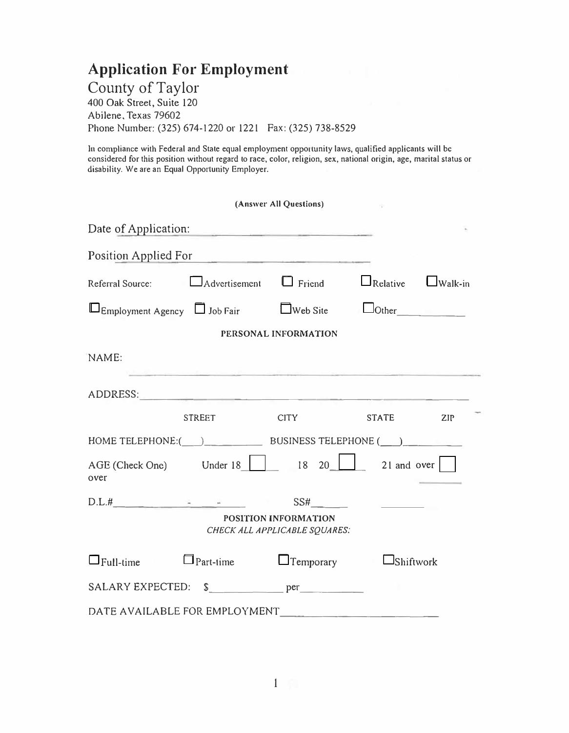# Application For Employment

## County of Taylor

400 Oak Street, Suite 120
Abilene, Texas 79602
Phone Number: (325) 674-1220 or 1221 Fax: (325) 738-8529

In compliance with Federal and State equal employment opportunity laws, qualified applicants will be considered for this position without regard to race, color, religion, sex, national origin, age, marital status or disability. We are an Equal Opportunity Employer.

**(Answer All Questions)**

Date of Application: ______________________

Position Applied For ______________________

Referral Source: ☐ Advertisement ☐ Friend ☐ Relative ☐ Walk-in

☐ Employment Agency ☐ Job Fair ☐ Web Site ☐ Other__________

**PERSONAL INFORMATION**

NAME: ______________________________________________

ADDRESS: ______________________________________________

STREET CITY STATE ZIP

HOME TELEPHONE:(___)__________ BUSINESS TELEPHONE (___)__________

AGE (Check One) Under 18 ☐ 18 20 ☐ 21 and over ☐
over

D.L.#__________ - - ______ SS#______ ________

**POSITION INFORMATION**

*CHECK ALL APPLICABLE SQUARES:*

☐ Full-time ☐ Part-time ☐ Temporary ☐ Shiftwork

SALARY EXPECTED: $____________ per__________

DATE AVAILABLE FOR EMPLOYMENT______________________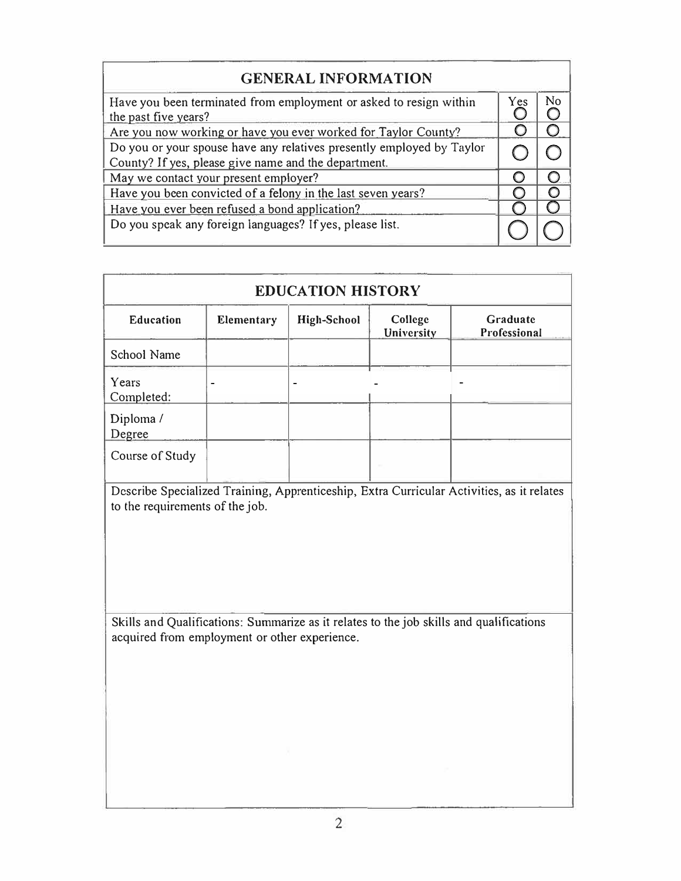## GENERAL INFORMATION

| | Yes | No |
|---|---|---|
| Have you been terminated from employment or asked to resign within the past five years? | ○ | ○ |
| Are you now working or have you ever worked for Taylor County? | ○ | ○ |
| Do you or your spouse have any relatives presently employed by Taylor County? If yes, please give name and the department. | ○ | ○ |
| May we contact your present employer? | ○ | ○ |
| Have you been convicted of a felony in the last seven years? | ○ | ○ |
| Have you ever been refused a bond application? | ○ | ○ |
| Do you speak any foreign languages? If yes, please list. | ○ | ○ |

## EDUCATION HISTORY

| Education | Elementary | High-School | College University | Graduate Professional |
|---|---|---|---|---|
| School Name | | | | |
| Years Completed: | - | - | - | - |
| Diploma / Degree | | | | |
| Course of Study | | | | |

Describe Specialized Training, Apprenticeship, Extra Curricular Activities, as it relates to the requirements of the job.

Skills and Qualifications: Summarize as it relates to the job skills and qualifications acquired from employment or other experience.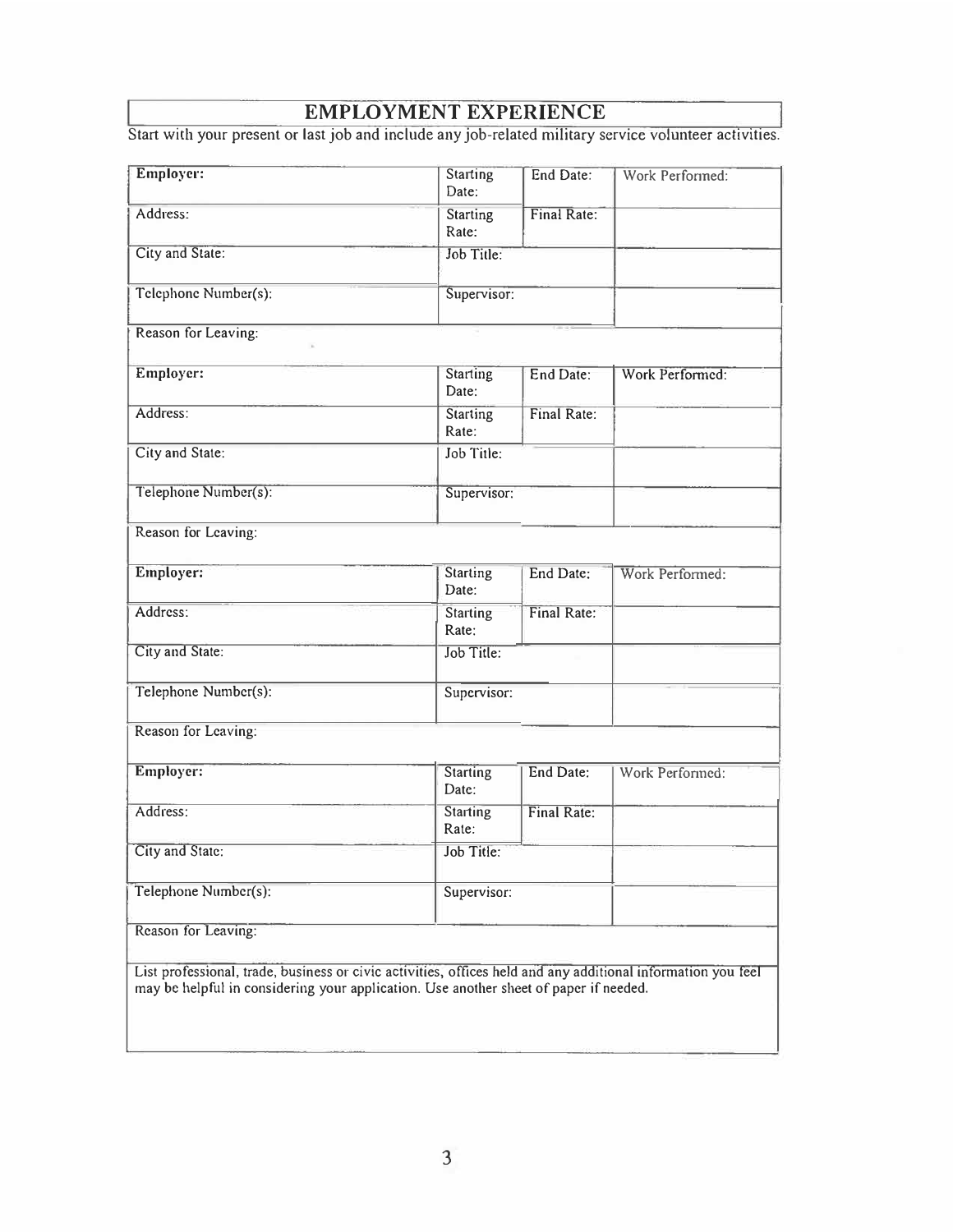## EMPLOYMENT EXPERIENCE

Start with your present or last job and include any job-related military service volunteer activities.

| Employer: | Starting Date: | End Date: | Work Performed: |
|---|---|---|---|
| Address: | Starting Rate: | Final Rate: | |
| City and State: | Job Title: | | |
| Telephone Number(s): | Supervisor: | | |
| Reason for Leaving: | | | |

| Employer: | Starting Date: | End Date: | Work Performed: |
|---|---|---|---|
| Address: | Starting Rate: | Final Rate: | |
| City and State: | Job Title: | | |
| Telephone Number(s): | Supervisor: | | |
| Reason for Leaving: | | | |

| Employer: | Starting Date: | End Date: | Work Performed: |
|---|---|---|---|
| Address: | Starting Rate: | Final Rate: | |
| City and State: | Job Title: | | |
| Telephone Number(s): | Supervisor: | | |
| Reason for Leaving: | | | |

| Employer: | Starting Date: | End Date: | Work Performed: |
|---|---|---|---|
| Address: | Starting Rate: | Final Rate: | |
| City and State: | Job Title: | | |
| Telephone Number(s): | Supervisor: | | |
| Reason for Leaving: | | | |

List professional, trade, business or civic activities, offices held and any additional information you feel may be helpful in considering your application. Use another sheet of paper if needed.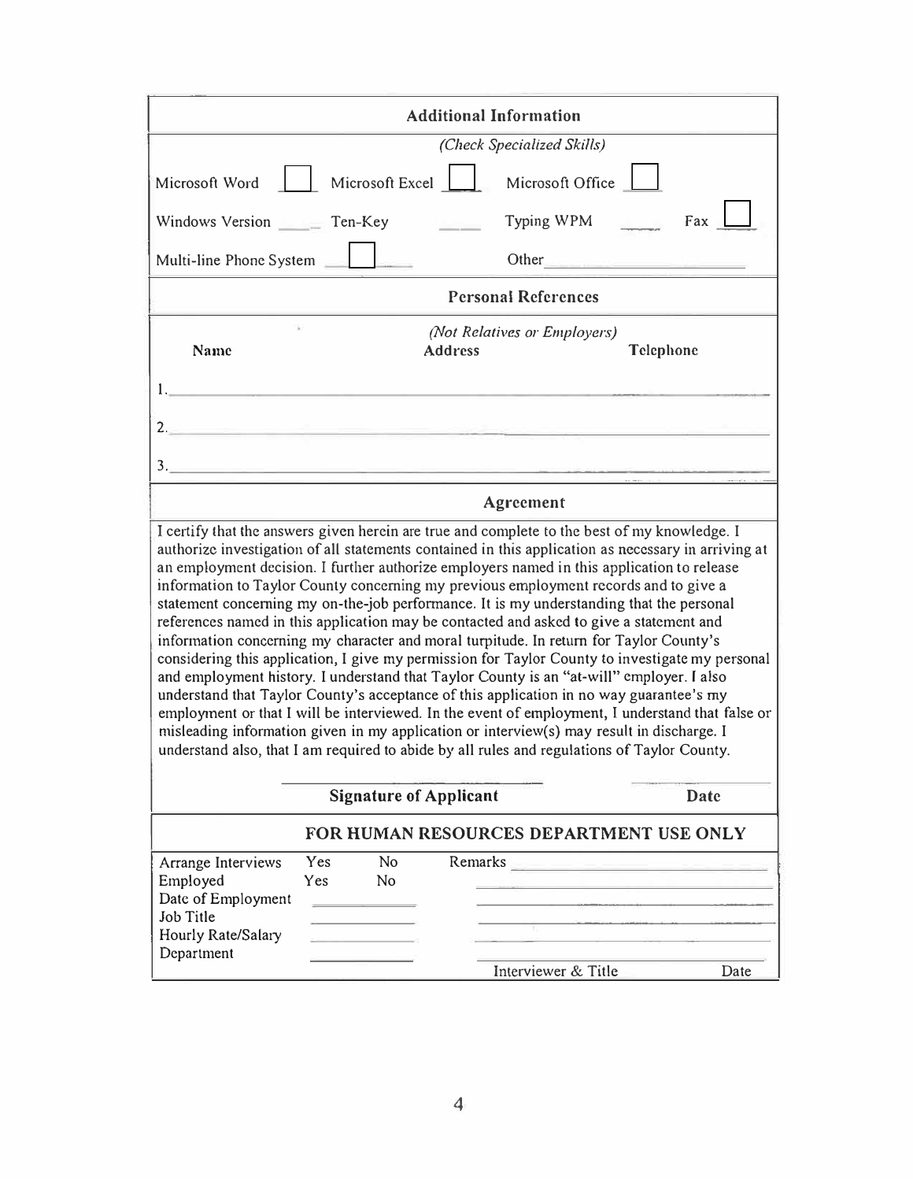## Additional Information

*(Check Specialized Skills)*

Microsoft Word ☐ Microsoft Excel ☐ Microsoft Office ☐

Windows Version ____ Ten-Key ____ Typing WPM ____ Fax ☐

Multi-line Phone System ☐ Other ____________________

## Personal References

*(Not Relatives or Employers)*

| Name | Address | Telephone |
|---|---|---|
| 1. | | |
| 2. | | |
| 3. | | |

## Agreement

I certify that the answers given herein are true and complete to the best of my knowledge. I authorize investigation of all statements contained in this application as necessary in arriving at an employment decision. I further authorize employers named in this application to release information to Taylor County concerning my previous employment records and to give a statement concerning my on-the-job performance. It is my understanding that the personal references named in this application may be contacted and asked to give a statement and information concerning my character and moral turpitude. In return for Taylor County's considering this application, I give my permission for Taylor County to investigate my personal and employment history. I understand that Taylor County is an "at-will" employer. I also understand that Taylor County's acceptance of this application in no way guarantee's my employment or that I will be interviewed. In the event of employment, I understand that false or misleading information given in my application or interview(s) may result in discharge. I understand also, that I am required to abide by all rules and regulations of Taylor County.

____________________ ____________

**Signature of Applicant** **Date**

## FOR HUMAN RESOURCES DEPARTMENT USE ONLY

| | | | |
|---|---|---|---|
| Arrange Interviews | Yes | No | Remarks ____________________ |
| Employed | Yes | No | ____________________ |
| Date of Employment | ________ | | ____________________ |
| Job Title | ________ | | ____________________ |
| Hourly Rate/Salary | ________ | | ____________________ |
| Department | ________ | | ____________________ |
| | | | Interviewer & Title Date |